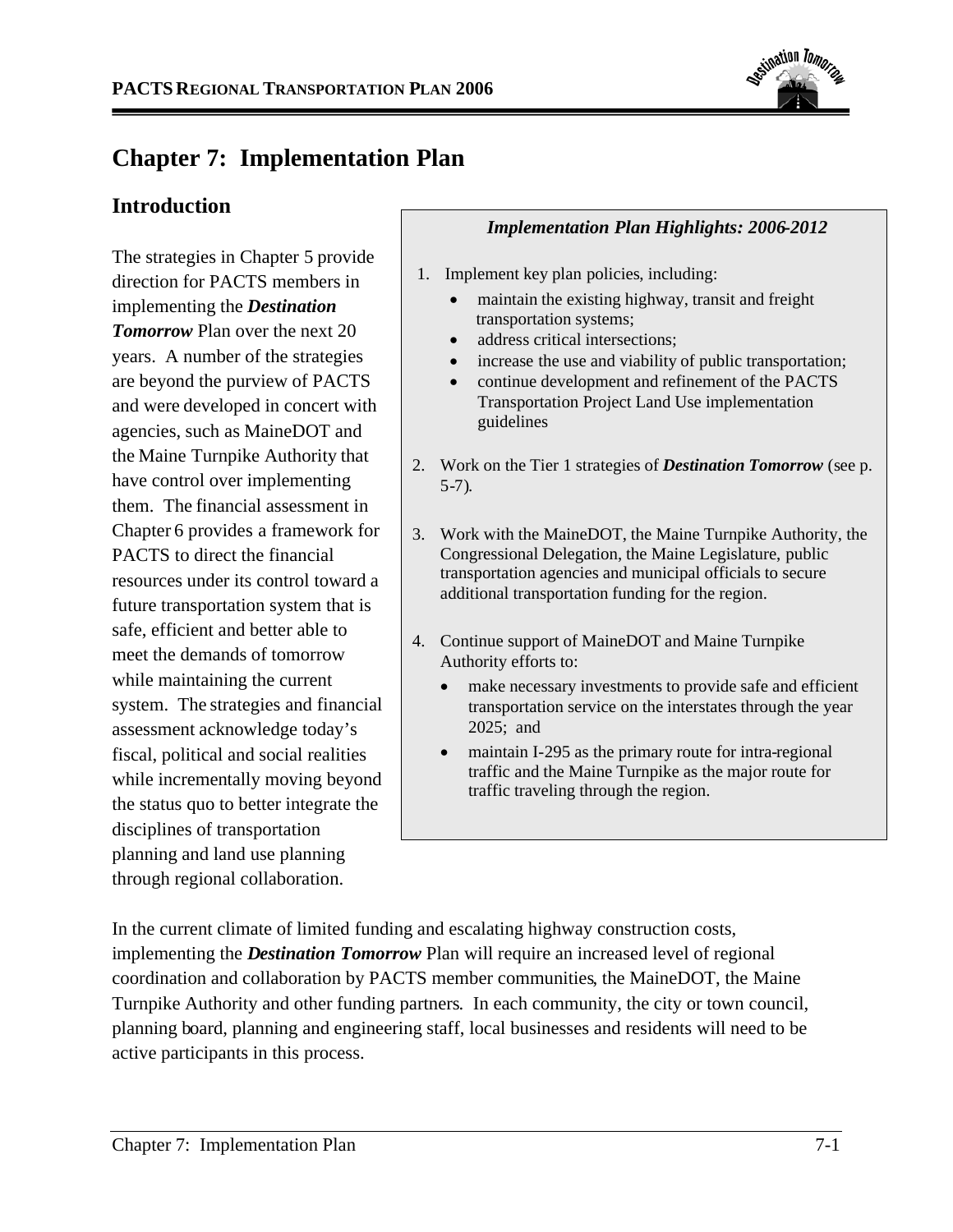# Chapter 7: Implementation Plan

## Introduction

The strategies in Chapter 5 provide direction for PACTS members in implementing the ***Destination Tomorrow*** Plan over the next 20 years. A number of the strategies are beyond the purview of PACTS and were developed in concert with agencies, such as MaineDOT and the Maine Turnpike Authority that have control over implementing them. The financial assessment in Chapter 6 provides a framework for PACTS to direct the financial resources under its control toward a future transportation system that is safe, efficient and better able to meet the demands of tomorrow while maintaining the current system. The strategies and financial assessment acknowledge today's fiscal, political and social realities while incrementally moving beyond the status quo to better integrate the disciplines of transportation planning and land use planning through regional collaboration.

***Implementation Plan Highlights: 2006-2012***

1. Implement key plan policies, including:
   - maintain the existing highway, transit and freight transportation systems;
   - address critical intersections;
   - increase the use and viability of public transportation;
   - continue development and refinement of the PACTS Transportation Project Land Use implementation guidelines
2. Work on the Tier 1 strategies of ***Destination Tomorrow*** (see p. 5-7).
3. Work with the MaineDOT, the Maine Turnpike Authority, the Congressional Delegation, the Maine Legislature, public transportation agencies and municipal officials to secure additional transportation funding for the region.
4. Continue support of MaineDOT and Maine Turnpike Authority efforts to:
   - make necessary investments to provide safe and efficient transportation service on the interstates through the year 2025; and
   - maintain I-295 as the primary route for intra-regional traffic and the Maine Turnpike as the major route for traffic traveling through the region.

In the current climate of limited funding and escalating highway construction costs, implementing the ***Destination Tomorrow*** Plan will require an increased level of regional coordination and collaboration by PACTS member communities, the MaineDOT, the Maine Turnpike Authority and other funding partners. In each community, the city or town council, planning board, planning and engineering staff, local businesses and residents will need to be active participants in this process.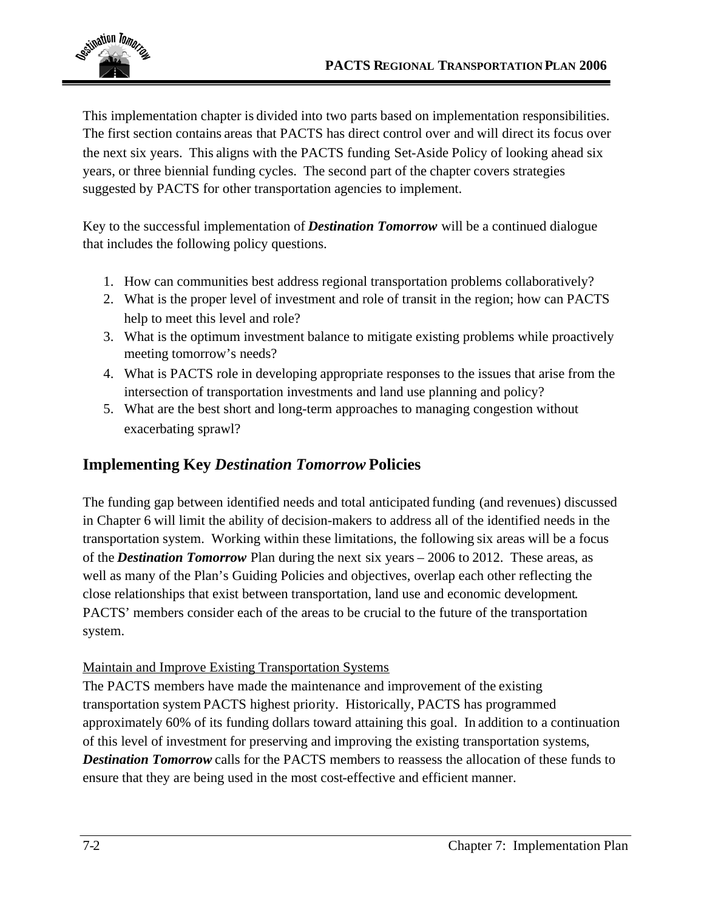This implementation chapter is divided into two parts based on implementation responsibilities. The first section contains areas that PACTS has direct control over and will direct its focus over the next six years. This aligns with the PACTS funding Set-Aside Policy of looking ahead six years, or three biennial funding cycles. The second part of the chapter covers strategies suggested by PACTS for other transportation agencies to implement.

Key to the successful implementation of ***Destination Tomorrow*** will be a continued dialogue that includes the following policy questions.

1. How can communities best address regional transportation problems collaboratively?
2. What is the proper level of investment and role of transit in the region; how can PACTS help to meet this level and role?
3. What is the optimum investment balance to mitigate existing problems while proactively meeting tomorrow's needs?
4. What is PACTS role in developing appropriate responses to the issues that arise from the intersection of transportation investments and land use planning and policy?
5. What are the best short and long-term approaches to managing congestion without exacerbating sprawl?

## Implementing Key *Destination Tomorrow* Policies

The funding gap between identified needs and total anticipated funding (and revenues) discussed in Chapter 6 will limit the ability of decision-makers to address all of the identified needs in the transportation system. Working within these limitations, the following six areas will be a focus of the ***Destination Tomorrow*** Plan during the next six years – 2006 to 2012. These areas, as well as many of the Plan's Guiding Policies and objectives, overlap each other reflecting the close relationships that exist between transportation, land use and economic development. PACTS' members consider each of the areas to be crucial to the future of the transportation system.

<u>Maintain and Improve Existing Transportation Systems</u>

The PACTS members have made the maintenance and improvement of the existing transportation system PACTS highest priority. Historically, PACTS has programmed approximately 60% of its funding dollars toward attaining this goal. In addition to a continuation of this level of investment for preserving and improving the existing transportation systems, ***Destination Tomorrow*** calls for the PACTS members to reassess the allocation of these funds to ensure that they are being used in the most cost-effective and efficient manner.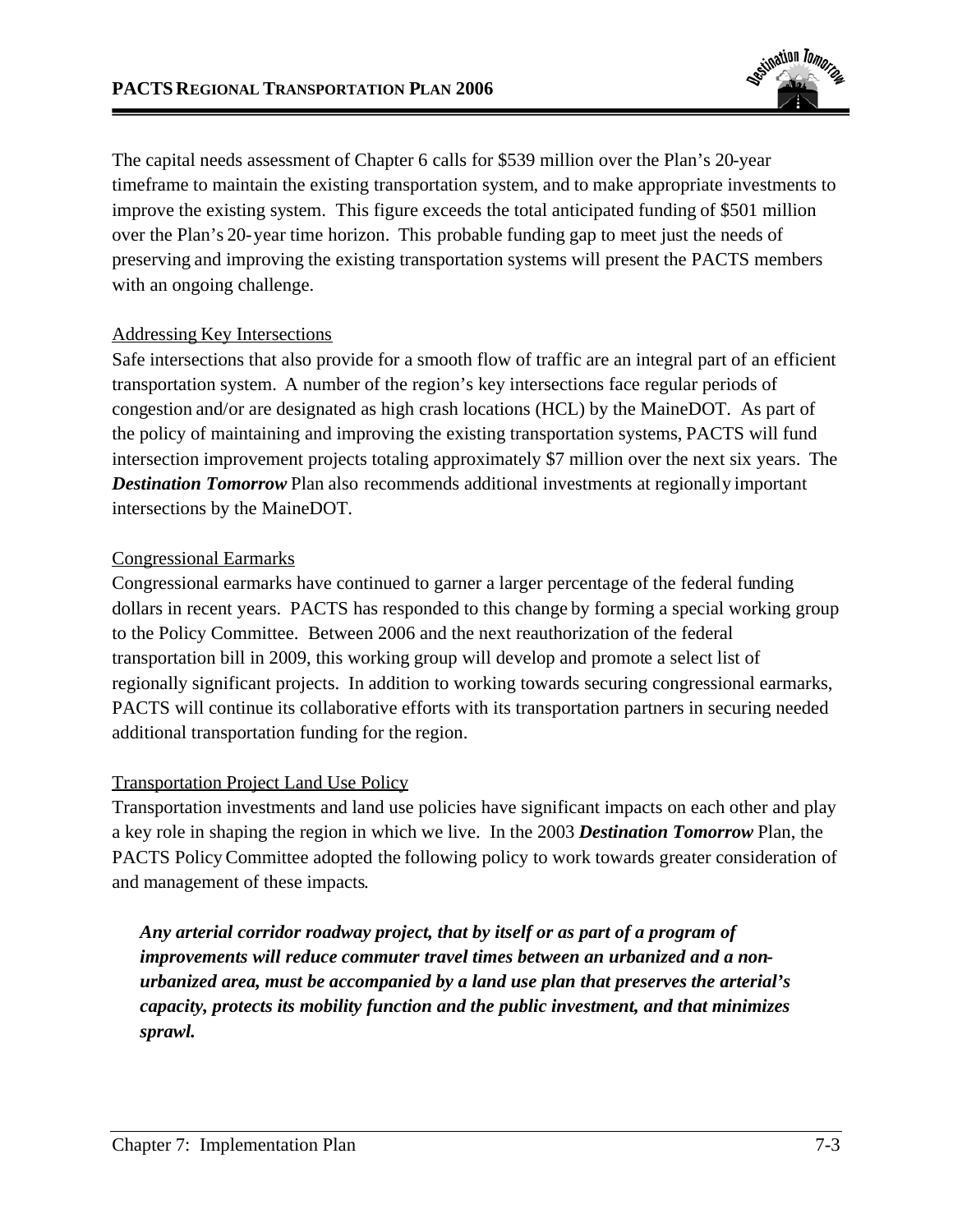The capital needs assessment of Chapter 6 calls for $539 million over the Plan's 20-year timeframe to maintain the existing transportation system, and to make appropriate investments to improve the existing system. This figure exceeds the total anticipated funding of $501 million over the Plan's 20-year time horizon. This probable funding gap to meet just the needs of preserving and improving the existing transportation systems will present the PACTS members with an ongoing challenge.

Addressing Key Intersections

Safe intersections that also provide for a smooth flow of traffic are an integral part of an efficient transportation system. A number of the region's key intersections face regular periods of congestion and/or are designated as high crash locations (HCL) by the MaineDOT. As part of the policy of maintaining and improving the existing transportation systems, PACTS will fund intersection improvement projects totaling approximately $7 million over the next six years. The ***Destination Tomorrow*** Plan also recommends additional investments at regionally important intersections by the MaineDOT.

Congressional Earmarks

Congressional earmarks have continued to garner a larger percentage of the federal funding dollars in recent years. PACTS has responded to this change by forming a special working group to the Policy Committee. Between 2006 and the next reauthorization of the federal transportation bill in 2009, this working group will develop and promote a select list of regionally significant projects. In addition to working towards securing congressional earmarks, PACTS will continue its collaborative efforts with its transportation partners in securing needed additional transportation funding for the region.

Transportation Project Land Use Policy

Transportation investments and land use policies have significant impacts on each other and play a key role in shaping the region in which we live. In the 2003 ***Destination Tomorrow*** Plan, the PACTS Policy Committee adopted the following policy to work towards greater consideration of and management of these impacts.

> ***Any arterial corridor roadway project, that by itself or as part of a program of improvements will reduce commuter travel times between an urbanized and a non-urbanized area, must be accompanied by a land use plan that preserves the arterial's capacity, protects its mobility function and the public investment, and that minimizes sprawl.***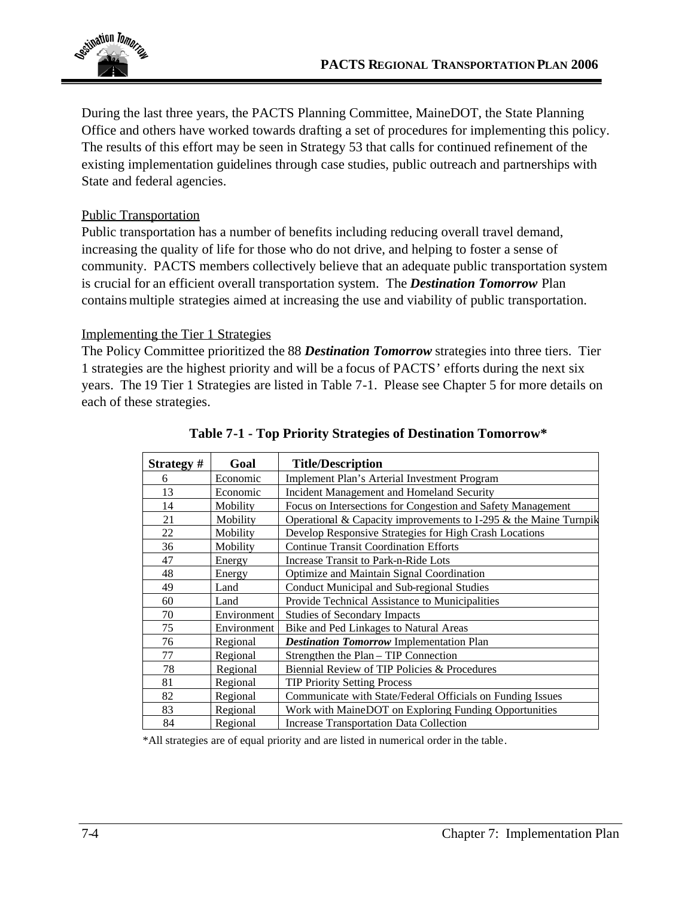During the last three years, the PACTS Planning Committee, MaineDOT, the State Planning Office and others have worked towards drafting a set of procedures for implementing this policy. The results of this effort may be seen in Strategy 53 that calls for continued refinement of the existing implementation guidelines through case studies, public outreach and partnerships with State and federal agencies.

### Public Transportation

Public transportation has a number of benefits including reducing overall travel demand, increasing the quality of life for those who do not drive, and helping to foster a sense of community. PACTS members collectively believe that an adequate public transportation system is crucial for an efficient overall transportation system. The ***Destination Tomorrow*** Plan contains multiple strategies aimed at increasing the use and viability of public transportation.

### Implementing the Tier 1 Strategies

The Policy Committee prioritized the 88 ***Destination Tomorrow*** strategies into three tiers. Tier 1 strategies are the highest priority and will be a focus of PACTS' efforts during the next six years. The 19 Tier 1 Strategies are listed in Table 7-1. Please see Chapter 5 for more details on each of these strategies.

**Table 7-1 - Top Priority Strategies of Destination Tomorrow***

| Strategy # | Goal | Title/Description |
|---|---|---|
| 6 | Economic | Implement Plan's Arterial Investment Program |
| 13 | Economic | Incident Management and Homeland Security |
| 14 | Mobility | Focus on Intersections for Congestion and Safety Management |
| 21 | Mobility | Operational & Capacity improvements to I-295 & the Maine Turnpik |
| 22 | Mobility | Develop Responsive Strategies for High Crash Locations |
| 36 | Mobility | Continue Transit Coordination Efforts |
| 47 | Energy | Increase Transit to Park-n-Ride Lots |
| 48 | Energy | Optimize and Maintain Signal Coordination |
| 49 | Land | Conduct Municipal and Sub-regional Studies |
| 60 | Land | Provide Technical Assistance to Municipalities |
| 70 | Environment | Studies of Secondary Impacts |
| 75 | Environment | Bike and Ped Linkages to Natural Areas |
| 76 | Regional | ***Destination Tomorrow*** Implementation Plan |
| 77 | Regional | Strengthen the Plan – TIP Connection |
| 78 | Regional | Biennial Review of TIP Policies & Procedures |
| 81 | Regional | TIP Priority Setting Process |
| 82 | Regional | Communicate with State/Federal Officials on Funding Issues |
| 83 | Regional | Work with MaineDOT on Exploring Funding Opportunities |
| 84 | Regional | Increase Transportation Data Collection |

*All strategies are of equal priority and are listed in numerical order in the table.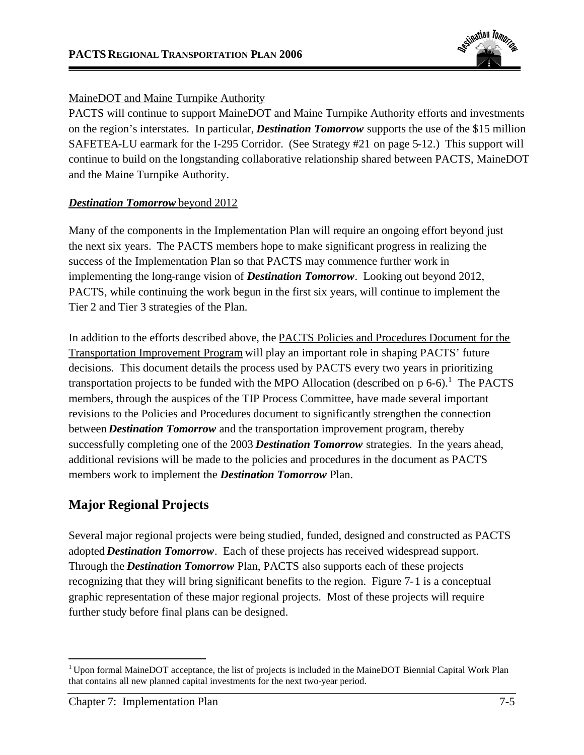MaineDOT and Maine Turnpike Authority

PACTS will continue to support MaineDOT and Maine Turnpike Authority efforts and investments on the region's interstates. In particular, ***Destination Tomorrow*** supports the use of the $15 million SAFETEA-LU earmark for the I-295 Corridor. (See Strategy #21 on page 5-12.) This support will continue to build on the longstanding collaborative relationship shared between PACTS, MaineDOT and the Maine Turnpike Authority.

***Destination Tomorrow*** beyond 2012

Many of the components in the Implementation Plan will require an ongoing effort beyond just the next six years. The PACTS members hope to make significant progress in realizing the success of the Implementation Plan so that PACTS may commence further work in implementing the long-range vision of ***Destination Tomorrow***. Looking out beyond 2012, PACTS, while continuing the work begun in the first six years, will continue to implement the Tier 2 and Tier 3 strategies of the Plan.

In addition to the efforts described above, the PACTS Policies and Procedures Document for the Transportation Improvement Program will play an important role in shaping PACTS' future decisions. This document details the process used by PACTS every two years in prioritizing transportation projects to be funded with the MPO Allocation (described on p 6-6).[1] The PACTS members, through the auspices of the TIP Process Committee, have made several important revisions to the Policies and Procedures document to significantly strengthen the connection between ***Destination Tomorrow*** and the transportation improvement program, thereby successfully completing one of the 2003 ***Destination Tomorrow*** strategies. In the years ahead, additional revisions will be made to the policies and procedures in the document as PACTS members work to implement the ***Destination Tomorrow*** Plan.

## Major Regional Projects

Several major regional projects were being studied, funded, designed and constructed as PACTS adopted ***Destination Tomorrow***. Each of these projects has received widespread support. Through the ***Destination Tomorrow*** Plan, PACTS also supports each of these projects recognizing that they will bring significant benefits to the region. Figure 7-1 is a conceptual graphic representation of these major regional projects. Most of these projects will require further study before final plans can be designed.

[1] Upon formal MaineDOT acceptance, the list of projects is included in the MaineDOT Biennial Capital Work Plan that contains all new planned capital investments for the next two-year period.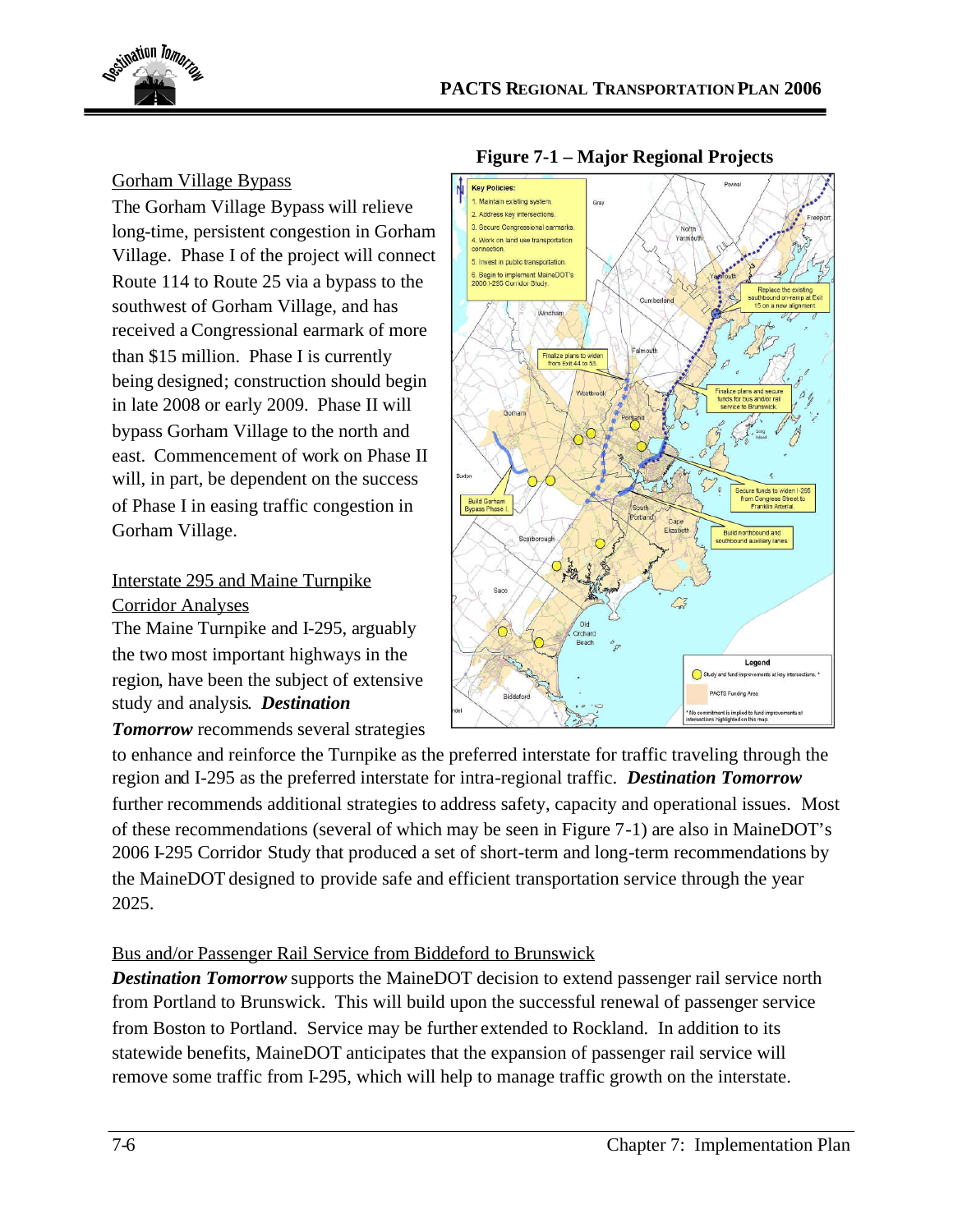**Figure 7-1 – Major Regional Projects**

## Gorham Village Bypass

The Gorham Village Bypass will relieve long-time, persistent congestion in Gorham Village. Phase I of the project will connect Route 114 to Route 25 via a bypass to the southwest of Gorham Village, and has received a Congressional earmark of more than $15 million. Phase I is currently being designed; construction should begin in late 2008 or early 2009. Phase II will bypass Gorham Village to the north and east. Commencement of work on Phase II will, in part, be dependent on the success of Phase I in easing traffic congestion in Gorham Village.

## Interstate 295 and Maine Turnpike Corridor Analyses

The Maine Turnpike and I-295, arguably the two most important highways in the region, have been the subject of extensive study and analysis. ***Destination Tomorrow*** recommends several strategies to enhance and reinforce the Turnpike as the preferred interstate for traffic traveling through the region and I-295 as the preferred interstate for intra-regional traffic. ***Destination Tomorrow*** further recommends additional strategies to address safety, capacity and operational issues. Most of these recommendations (several of which may be seen in Figure 7-1) are also in MaineDOT's 2006 I-295 Corridor Study that produced a set of short-term and long-term recommendations by the MaineDOT designed to provide safe and efficient transportation service through the year 2025.

## Bus and/or Passenger Rail Service from Biddeford to Brunswick

***Destination Tomorrow*** supports the MaineDOT decision to extend passenger rail service north from Portland to Brunswick. This will build upon the successful renewal of passenger service from Boston to Portland. Service may be further extended to Rockland. In addition to its statewide benefits, MaineDOT anticipates that the expansion of passenger rail service will remove some traffic from I-295, which will help to manage traffic growth on the interstate.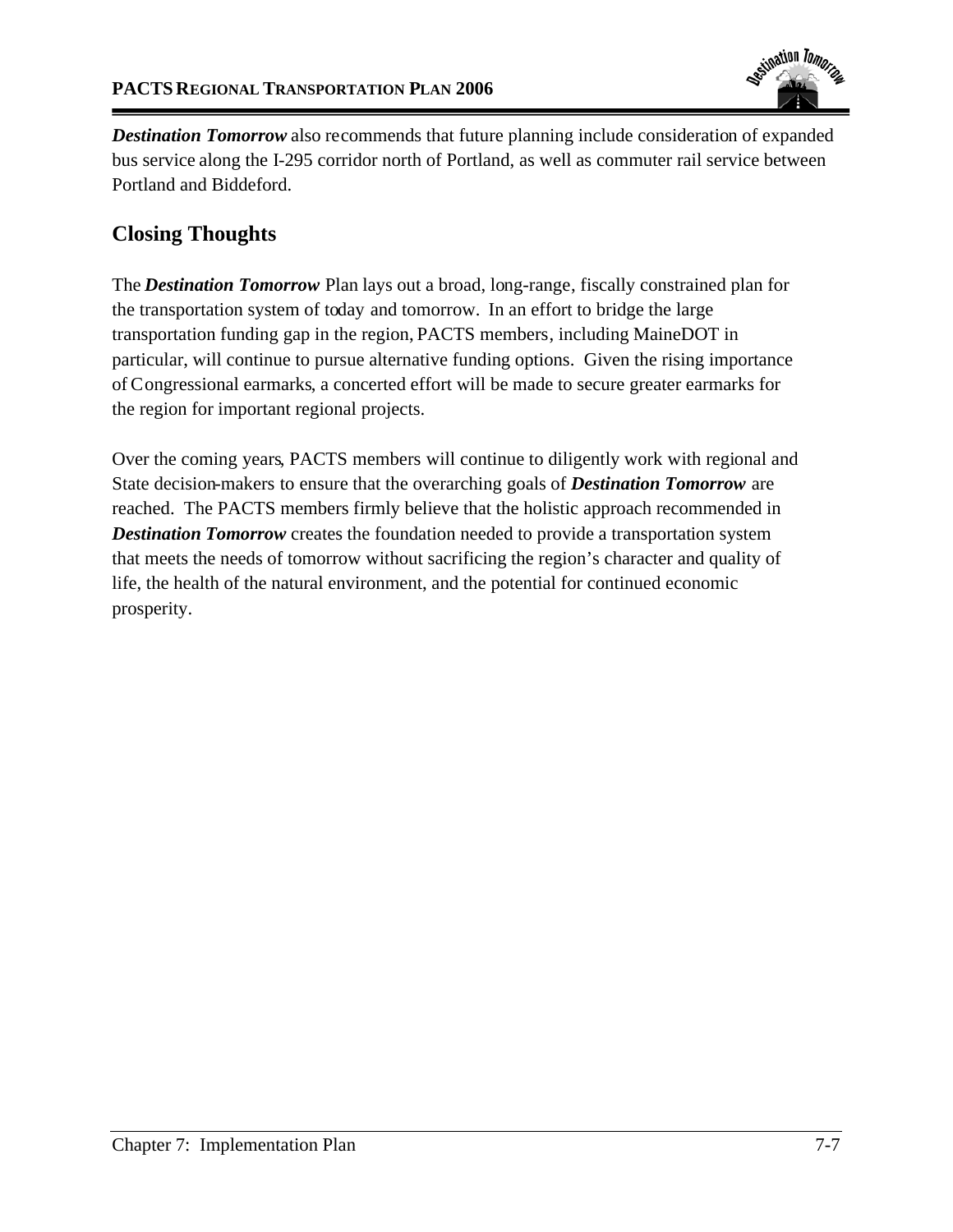***Destination Tomorrow*** also recommends that future planning include consideration of expanded bus service along the I-295 corridor north of Portland, as well as commuter rail service between Portland and Biddeford.

## Closing Thoughts

The ***Destination Tomorrow*** Plan lays out a broad, long-range, fiscally constrained plan for the transportation system of today and tomorrow. In an effort to bridge the large transportation funding gap in the region, PACTS members, including MaineDOT in particular, will continue to pursue alternative funding options. Given the rising importance of Congressional earmarks, a concerted effort will be made to secure greater earmarks for the region for important regional projects.

Over the coming years, PACTS members will continue to diligently work with regional and State decision-makers to ensure that the overarching goals of ***Destination Tomorrow*** are reached. The PACTS members firmly believe that the holistic approach recommended in ***Destination Tomorrow*** creates the foundation needed to provide a transportation system that meets the needs of tomorrow without sacrificing the region's character and quality of life, the health of the natural environment, and the potential for continued economic prosperity.